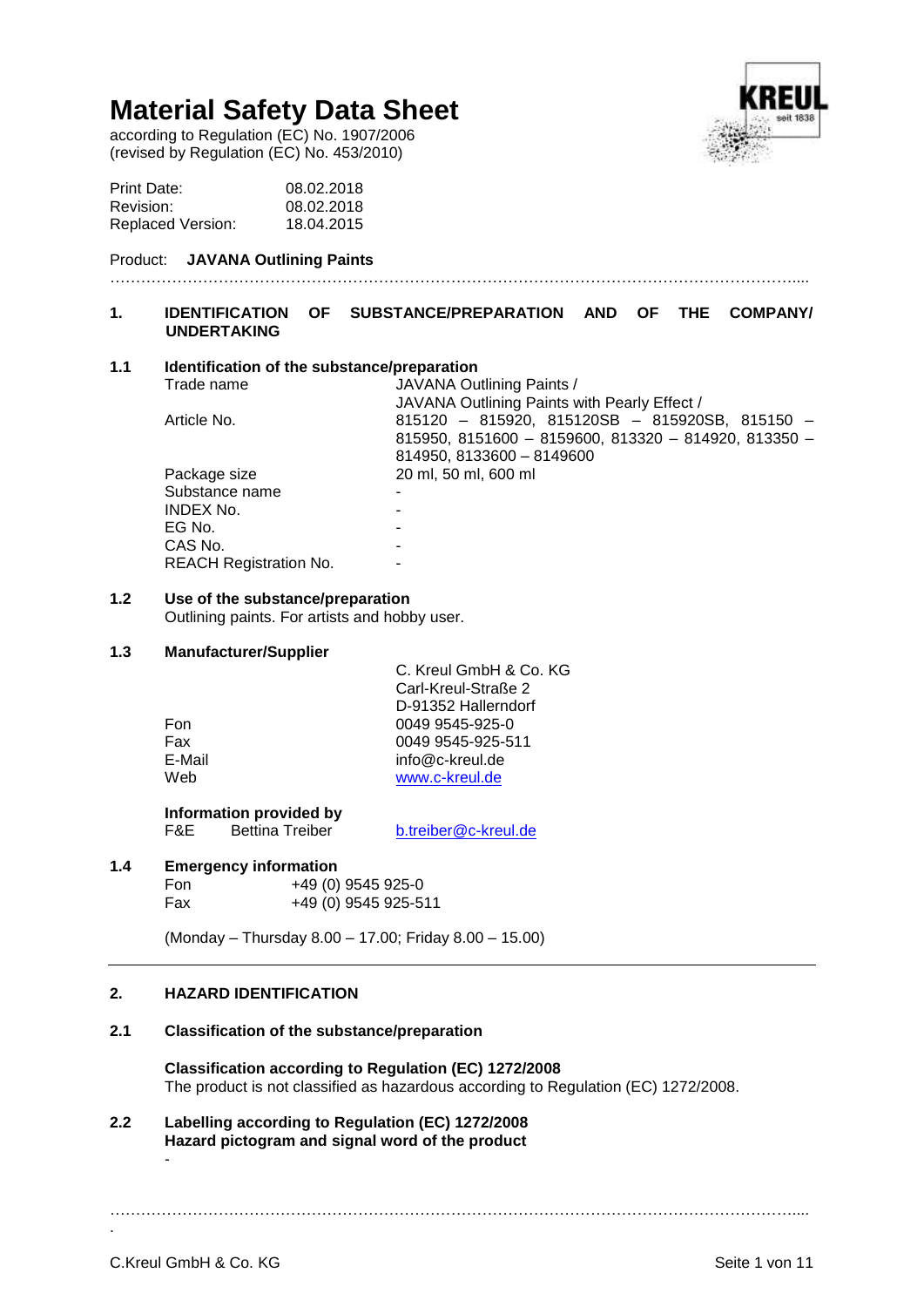# Material Safety Data Sheet

according to Regulation (EC) No. 1907/2006
(revised by Regulation (EC) No. 453/2010)

| | |
|---|---|
| Print Date: | 08.02.2018 |
| Revision: | 08.02.2018 |
| Replaced Version: | 18.04.2015 |

Product: **JAVANA Outlining Paints**

## 1. IDENTIFICATION OF SUBSTANCE/PREPARATION AND OF THE COMPANY/ UNDERTAKING

### 1.1 Identification of the substance/preparation

| | |
|---|---|
| Trade name | JAVANA Outlining Paints / JAVANA Outlining Paints with Pearly Effect / |
| Article No. | 815120 – 815920, 815120SB – 815920SB, 815150 – 815950, 8151600 – 8159600, 813320 – 814920, 813350 – 814950, 8133600 – 8149600 |
| Package size | 20 ml, 50 ml, 600 ml |
| Substance name | - |
| INDEX No. | - |
| EG No. | - |
| CAS No. | - |
| REACH Registration No. | - |

### 1.2 Use of the substance/preparation

Outlining paints. For artists and hobby user.

### 1.3 Manufacturer/Supplier

| | |
|---|---|
| | C. Kreul GmbH & Co. KG<br>Carl-Kreul-Straße 2<br>D-91352 Hallerndorf |
| Fon | 0049 9545-925-0 |
| Fax | 0049 9545-925-511 |
| E-Mail | info@c-kreul.de |
| Web | www.c-kreul.de |

**Information provided by**

F&E Bettina Treiber b.treiber@c-kreul.de

### 1.4 Emergency information

Fon +49 (0) 9545 925-0
Fax +49 (0) 9545 925-511

(Monday – Thursday 8.00 – 17.00; Friday 8.00 – 15.00)

## 2. HAZARD IDENTIFICATION

### 2.1 Classification of the substance/preparation

**Classification according to Regulation (EC) 1272/2008**

The product is not classified as hazardous according to Regulation (EC) 1272/2008.

### 2.2 Labelling according to Regulation (EC) 1272/2008

**Hazard pictogram and signal word of the product**

-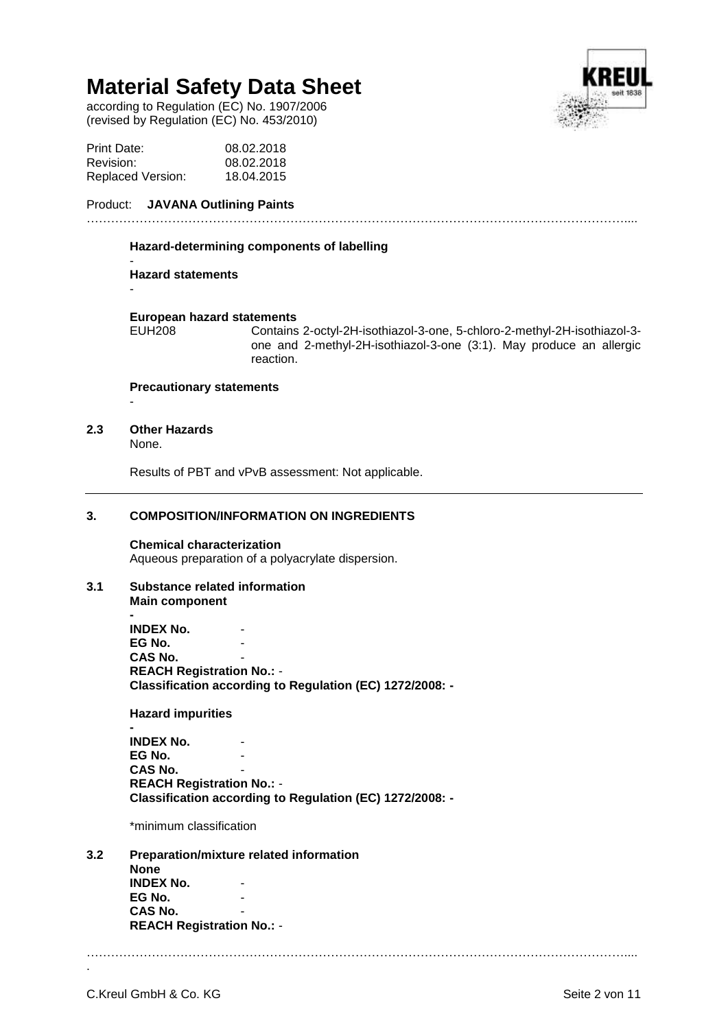# Material Safety Data Sheet

according to Regulation (EC) No. 1907/2006
(revised by Regulation (EC) No. 453/2010)

Print Date: 08.02.2018
Revision: 08.02.2018
Replaced Version: 18.04.2015

Product: **JAVANA Outlining Paints**

**Hazard-determining components of labelling**

-

**Hazard statements**

-

**European hazard statements**

EUH208 Contains 2-octyl-2H-isothiazol-3-one, 5-chloro-2-methyl-2H-isothiazol-3-one and 2-methyl-2H-isothiazol-3-one (3:1). May produce an allergic reaction.

**Precautionary statements**

-

## 2.3 Other Hazards

None.

Results of PBT and vPvB assessment: Not applicable.

## 3. COMPOSITION/INFORMATION ON INGREDIENTS

**Chemical characterization**

Aqueous preparation of a polyacrylate dispersion.

## 3.1 Substance related information

**Main component**

**-**

**INDEX No.** -
**EG No.** -
**CAS No.** -
**REACH Registration No.:** -
**Classification according to Regulation (EC) 1272/2008: -**

**Hazard impurities**

**-**

**INDEX No.** -
**EG No.** -
**CAS No.** -
**REACH Registration No.:** -
**Classification according to Regulation (EC) 1272/2008: -**

*minimum classification

## 3.2 Preparation/mixture related information

**None**
**INDEX No.** -
**EG No.** -
**CAS No.** -
**REACH Registration No.:** -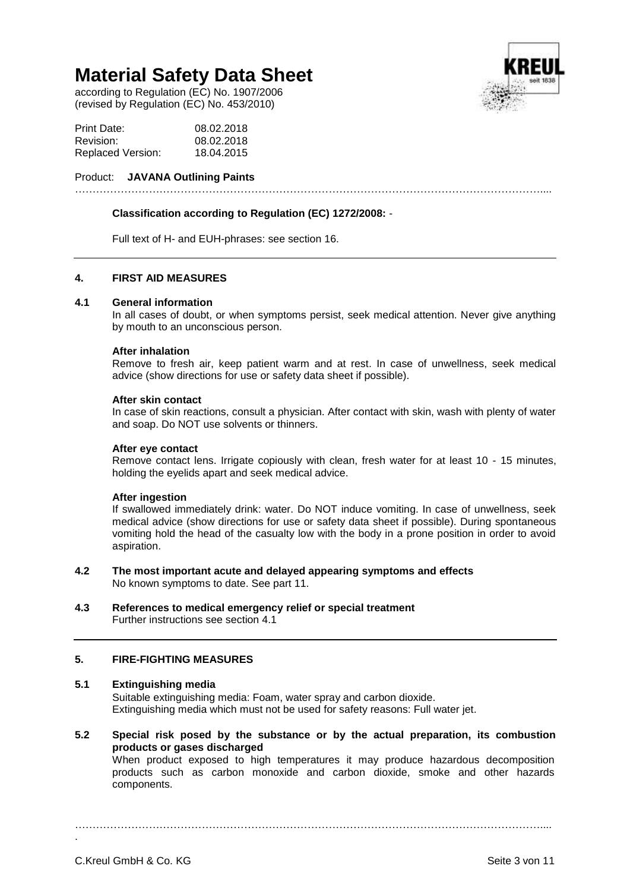# Material Safety Data Sheet

according to Regulation (EC) No. 1907/2006
(revised by Regulation (EC) No. 453/2010)

| | |
|---|---|
| Print Date: | 08.02.2018 |
| Revision: | 08.02.2018 |
| Replaced Version: | 18.04.2015 |

Product: **JAVANA Outlining Paints**

**Classification according to Regulation (EC) 1272/2008:** -

Full text of H- and EUH-phrases: see section 16.

## 4. FIRST AID MEASURES

### 4.1 General information

In all cases of doubt, or when symptoms persist, seek medical attention. Never give anything by mouth to an unconscious person.

**After inhalation**

Remove to fresh air, keep patient warm and at rest. In case of unwellness, seek medical advice (show directions for use or safety data sheet if possible).

**After skin contact**

In case of skin reactions, consult a physician. After contact with skin, wash with plenty of water and soap. Do NOT use solvents or thinners.

**After eye contact**

Remove contact lens. Irrigate copiously with clean, fresh water for at least 10 - 15 minutes, holding the eyelids apart and seek medical advice.

**After ingestion**

If swallowed immediately drink: water. Do NOT induce vomiting. In case of unwellness, seek medical advice (show directions for use or safety data sheet if possible). During spontaneous vomiting hold the head of the casualty low with the body in a prone position in order to avoid aspiration.

### 4.2 The most important acute and delayed appearing symptoms and effects

No known symptoms to date. See part 11.

### 4.3 References to medical emergency relief or special treatment

Further instructions see section 4.1

## 5. FIRE-FIGHTING MEASURES

### 5.1 Extinguishing media

Suitable extinguishing media: Foam, water spray and carbon dioxide.
Extinguishing media which must not be used for safety reasons: Full water jet.

### 5.2 Special risk posed by the substance or by the actual preparation, its combustion products or gases discharged

When product exposed to high temperatures it may produce hazardous decomposition products such as carbon monoxide and carbon dioxide, smoke and other hazards components.

C.Kreul GmbH & Co. KG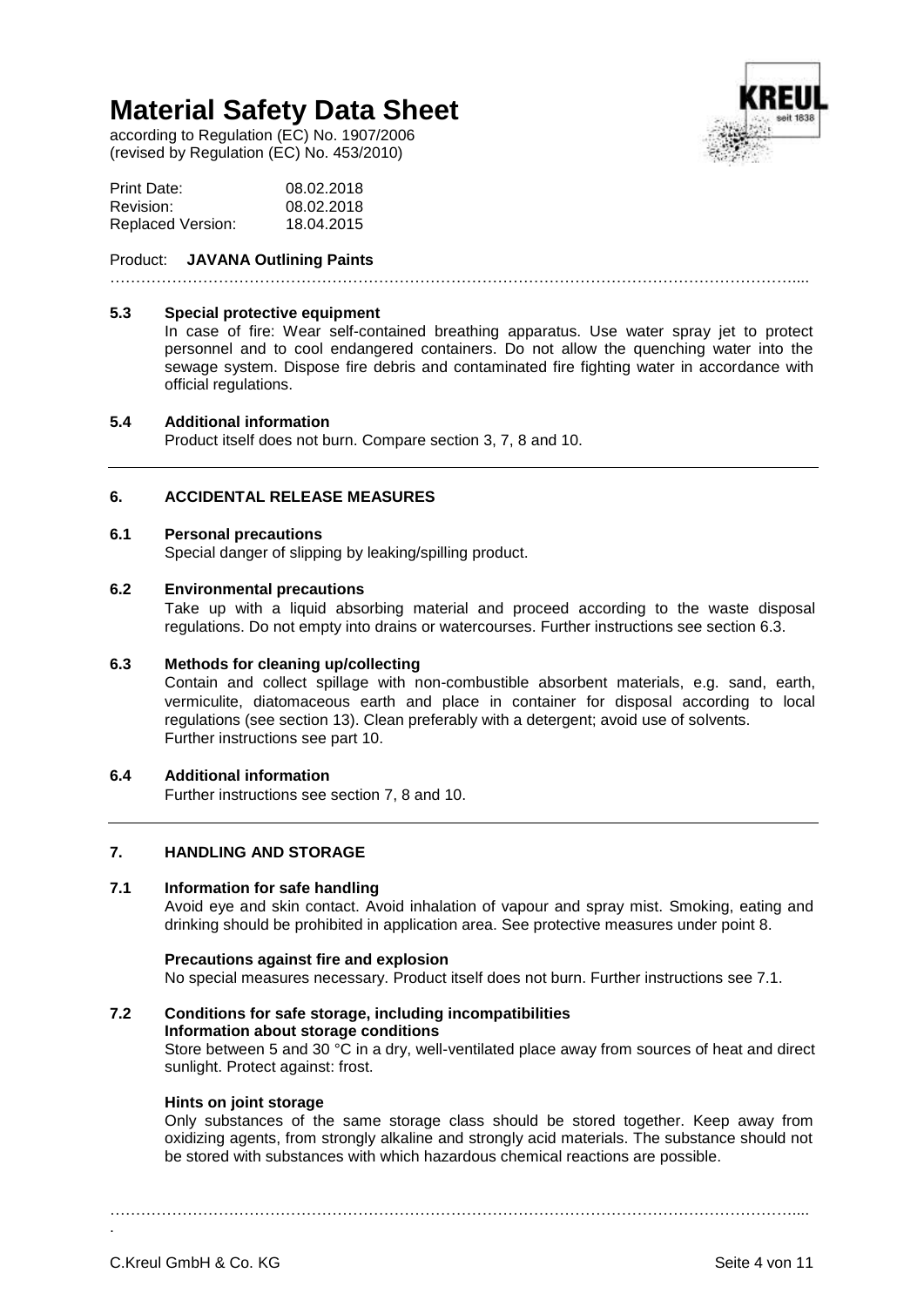### 5.3 Special protective equipment

In case of fire: Wear self-contained breathing apparatus. Use water spray jet to protect personnel and to cool endangered containers. Do not allow the quenching water into the sewage system. Dispose fire debris and contaminated fire fighting water in accordance with official regulations.

### 5.4 Additional information

Product itself does not burn. Compare section 3, 7, 8 and 10.

## 6. ACCIDENTAL RELEASE MEASURES

### 6.1 Personal precautions

Special danger of slipping by leaking/spilling product.

### 6.2 Environmental precautions

Take up with a liquid absorbing material and proceed according to the waste disposal regulations. Do not empty into drains or watercourses. Further instructions see section 6.3.

### 6.3 Methods for cleaning up/collecting

Contain and collect spillage with non-combustible absorbent materials, e.g. sand, earth, vermiculite, diatomaceous earth and place in container for disposal according to local regulations (see section 13). Clean preferably with a detergent; avoid use of solvents.
Further instructions see part 10.

### 6.4 Additional information

Further instructions see section 7, 8 and 10.

## 7. HANDLING AND STORAGE

### 7.1 Information for safe handling

Avoid eye and skin contact. Avoid inhalation of vapour and spray mist. Smoking, eating and drinking should be prohibited in application area. See protective measures under point 8.

**Precautions against fire and explosion**

No special measures necessary. Product itself does not burn. Further instructions see 7.1.

### 7.2 Conditions for safe storage, including incompatibilities

**Information about storage conditions**

Store between 5 and 30 °C in a dry, well-ventilated place away from sources of heat and direct sunlight. Protect against: frost.

**Hints on joint storage**

Only substances of the same storage class should be stored together. Keep away from oxidizing agents, from strongly alkaline and strongly acid materials. The substance should not be stored with substances with which hazardous chemical reactions are possible.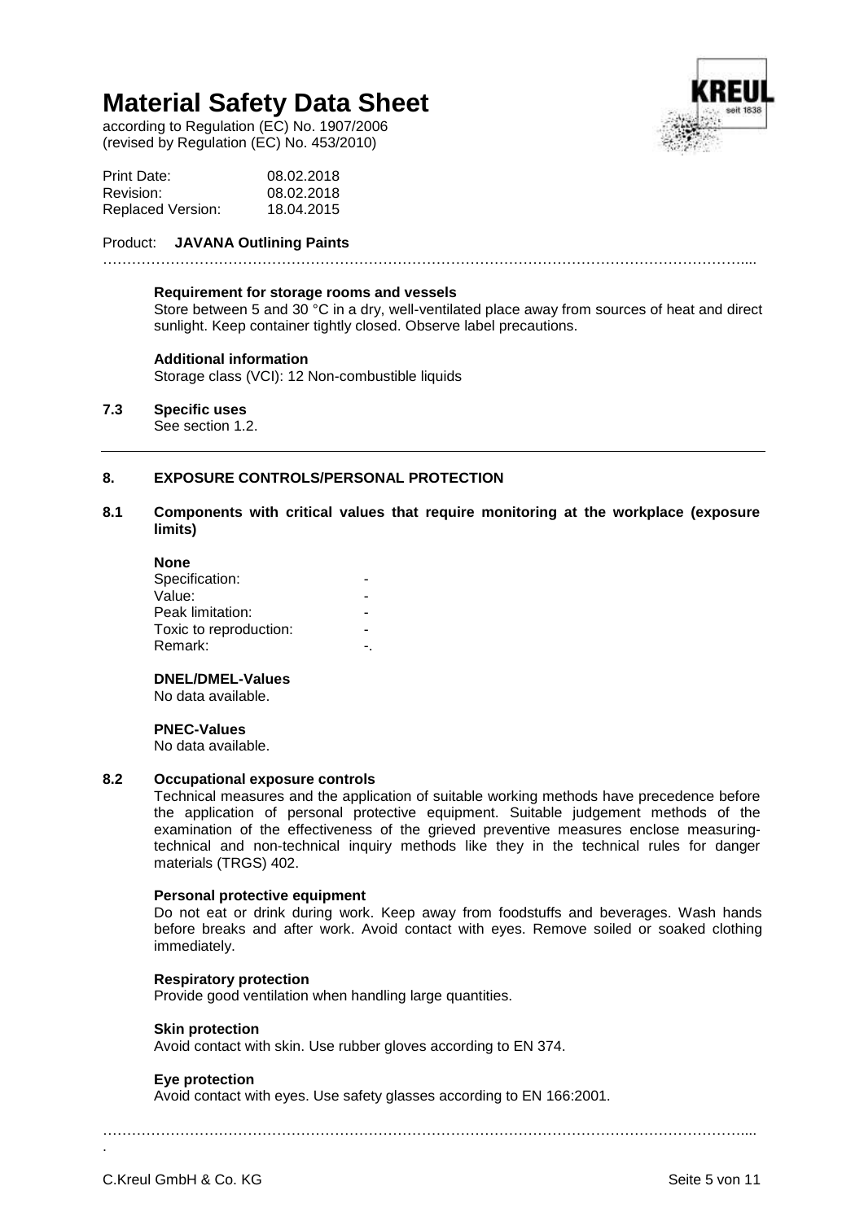**Requirement for storage rooms and vessels**

Store between 5 and 30 °C in a dry, well-ventilated place away from sources of heat and direct sunlight. Keep container tightly closed. Observe label precautions.

**Additional information**

Storage class (VCI): 12 Non-combustible liquids

**7.3 Specific uses**

See section 1.2.

## 8. EXPOSURE CONTROLS/PERSONAL PROTECTION

**8.1 Components with critical values that require monitoring at the workplace (exposure limits)**

**None**

| | |
|---|---|
| Specification: | - |
| Value: | - |
| Peak limitation: | - |
| Toxic to reproduction: | - |
| Remark: | -. |

**DNEL/DMEL-Values**

No data available.

**PNEC-Values**

No data available.

**8.2 Occupational exposure controls**

Technical measures and the application of suitable working methods have precedence before the application of personal protective equipment. Suitable judgement methods of the examination of the effectiveness of the grieved preventive measures enclose measuring-technical and non-technical inquiry methods like they in the technical rules for danger materials (TRGS) 402.

**Personal protective equipment**

Do not eat or drink during work. Keep away from foodstuffs and beverages. Wash hands before breaks and after work. Avoid contact with eyes. Remove soiled or soaked clothing immediately.

**Respiratory protection**

Provide good ventilation when handling large quantities.

**Skin protection**

Avoid contact with skin. Use rubber gloves according to EN 374.

**Eye protection**

Avoid contact with eyes. Use safety glasses according to EN 166:2001.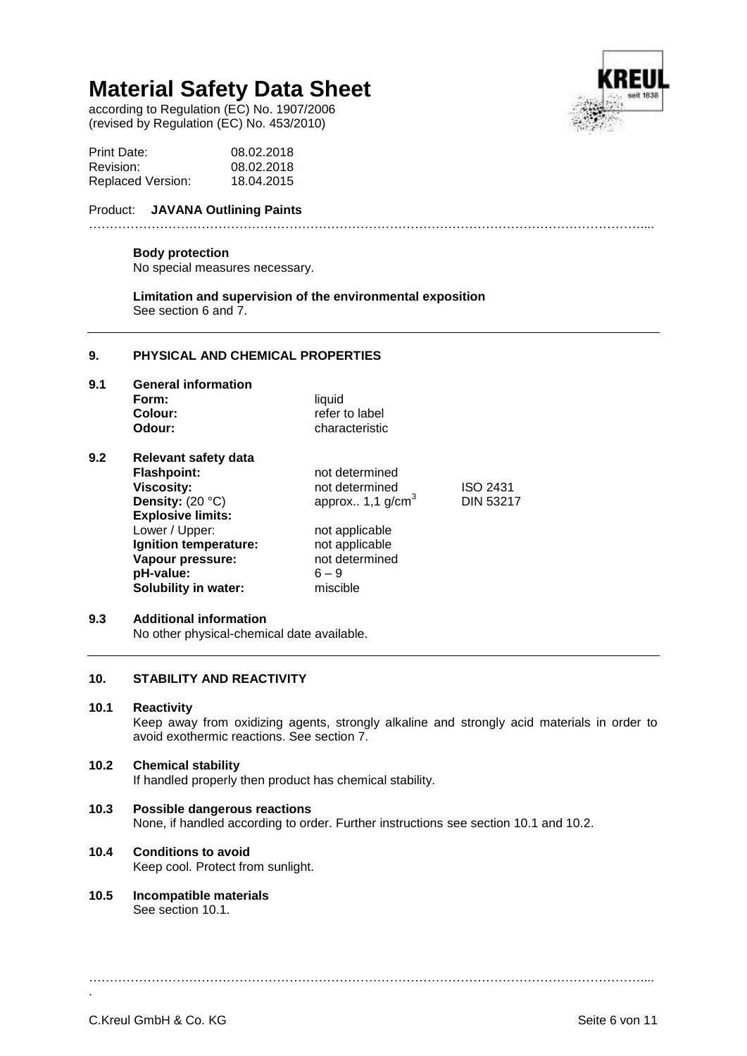**Body protection**
No special measures necessary.

**Limitation and supervision of the environmental exposition**
See section 6 and 7.

## 9. PHYSICAL AND CHEMICAL PROPERTIES

### 9.1 General information

| | | |
|---|---|---|
| **Form:** | liquid | |
| **Colour:** | refer to label | |
| **Odour:** | characteristic | |

### 9.2 Relevant safety data

| | | |
|---|---|---|
| **Flashpoint:** | not determined | |
| **Viscosity:** | not determined | ISO 2431 |
| **Density:** (20 °C) | approx.. 1,1 g/cm$^3$ | DIN 53217 |
| **Explosive limits:** | | |
| Lower / Upper: | not applicable | |
| **Ignition temperature:** | not applicable | |
| **Vapour pressure:** | not determined | |
| **pH-value:** | 6 – 9 | |
| **Solubility in water:** | miscible | |

### 9.3 Additional information
No other physical-chemical date available.

## 10. STABILITY AND REACTIVITY

### 10.1 Reactivity
Keep away from oxidizing agents, strongly alkaline and strongly acid materials in order to avoid exothermic reactions. See section 7.

### 10.2 Chemical stability
If handled properly then product has chemical stability.

### 10.3 Possible dangerous reactions
None, if handled according to order. Further instructions see section 10.1 and 10.2.

### 10.4 Conditions to avoid
Keep cool. Protect from sunlight.

### 10.5 Incompatible materials
See section 10.1.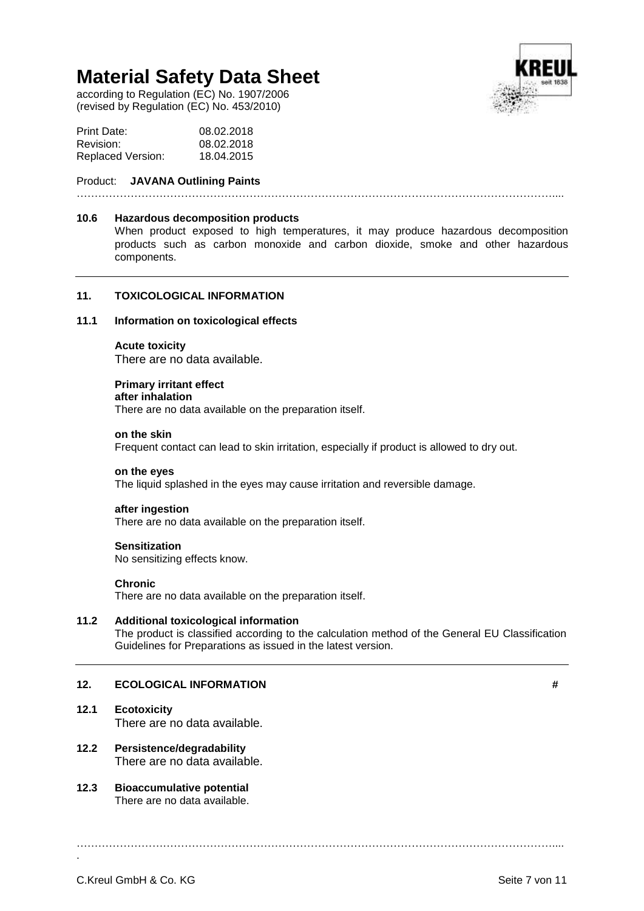### 10.6 Hazardous decomposition products

When product exposed to high temperatures, it may produce hazardous decomposition products such as carbon monoxide and carbon dioxide, smoke and other hazardous components.

## 11. TOXICOLOGICAL INFORMATION

### 11.1 Information on toxicological effects

**Acute toxicity**
There are no data available.

**Primary irritant effect**
**after inhalation**
There are no data available on the preparation itself.

**on the skin**
Frequent contact can lead to skin irritation, especially if product is allowed to dry out.

**on the eyes**
The liquid splashed in the eyes may cause irritation and reversible damage.

**after ingestion**
There are no data available on the preparation itself.

**Sensitization**
No sensitizing effects know.

**Chronic**
There are no data available on the preparation itself.

### 11.2 Additional toxicological information

The product is classified according to the calculation method of the General EU Classification Guidelines for Preparations as issued in the latest version.

## 12. ECOLOGICAL INFORMATION #

### 12.1 Ecotoxicity

There are no data available.

### 12.2 Persistence/degradability

There are no data available.

### 12.3 Bioaccumulative potential

There are no data available.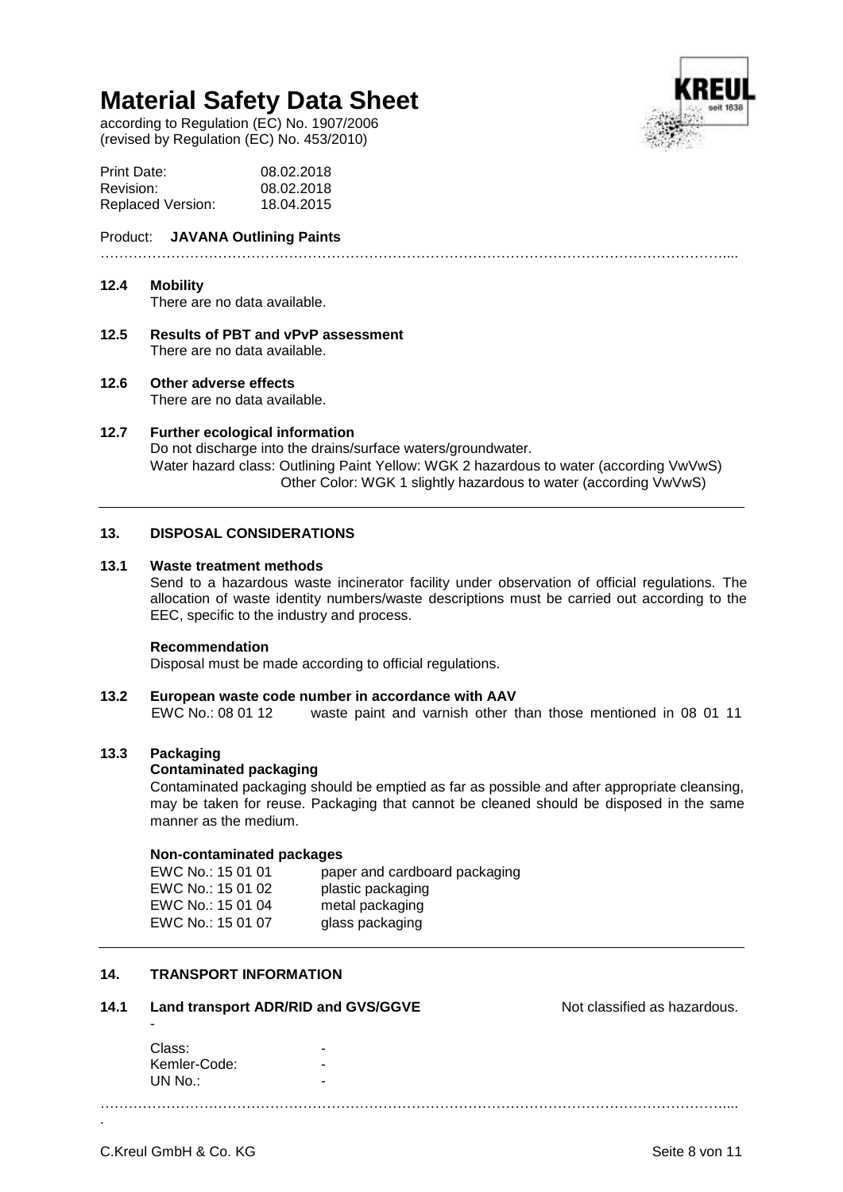#### 12.4 Mobility

There are no data available.

#### 12.5 Results of PBT and vPvP assessment

There are no data available.

#### 12.6 Other adverse effects

There are no data available.

#### 12.7 Further ecological information

Do not discharge into the drains/surface waters/groundwater.

Water hazard class: Outlining Paint Yellow: WGK 2 hazardous to water (according VwVwS)
Other Color: WGK 1 slightly hazardous to water (according VwVwS)

## 13. DISPOSAL CONSIDERATIONS

#### 13.1 Waste treatment methods

Send to a hazardous waste incinerator facility under observation of official regulations. The allocation of waste identity numbers/waste descriptions must be carried out according to the EEC, specific to the industry and process.

**Recommendation**

Disposal must be made according to official regulations.

#### 13.2 European waste code number in accordance with AAV

EWC No.: 08 01 12 waste paint and varnish other than those mentioned in 08 01 11

#### 13.3 Packaging

**Contaminated packaging**

Contaminated packaging should be emptied as far as possible and after appropriate cleansing, may be taken for reuse. Packaging that cannot be cleaned should be disposed in the same manner as the medium.

**Non-contaminated packages**

| | |
|---|---|
| EWC No.: 15 01 01 | paper and cardboard packaging |
| EWC No.: 15 01 02 | plastic packaging |
| EWC No.: 15 01 04 | metal packaging |
| EWC No.: 15 01 07 | glass packaging |

## 14. TRANSPORT INFORMATION

#### 14.1 Land transport ADR/RID and GVS/GGVE

Not classified as hazardous.

-

| | |
|---|---|
| Class: | - |
| Kemler-Code: | - |
| UN No.: | - |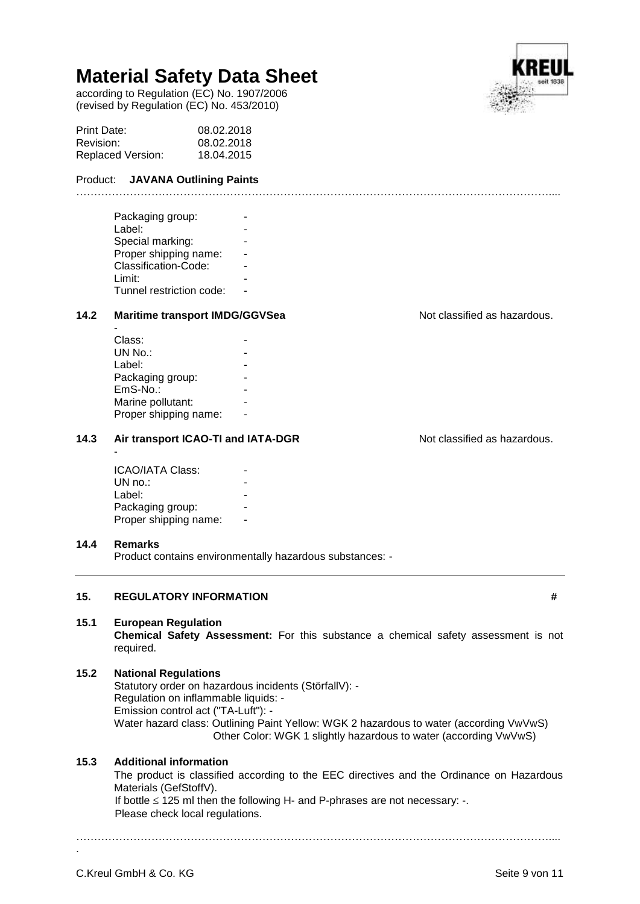# Material Safety Data Sheet

according to Regulation (EC) No. 1907/2006
(revised by Regulation (EC) No. 453/2010)

| | |
|---|---|
| Print Date: | 08.02.2018 |
| Revision: | 08.02.2018 |
| Replaced Version: | 18.04.2015 |

Product: **JAVANA Outlining Paints**

| | |
|---|---|
| Packaging group: | - |
| Label: | - |
| Special marking: | - |
| Proper shipping name: | - |
| Classification-Code: | - |
| Limit: | - |
| Tunnel restriction code: | - |

### 14.2 Maritime transport IMDG/GGVSea

Not classified as hazardous.

-

| | |
|---|---|
| Class: | - |
| UN No.: | - |
| Label: | - |
| Packaging group: | - |
| EmS-No.: | - |
| Marine pollutant: | - |
| Proper shipping name: | - |

### 14.3 Air transport ICAO-TI and IATA-DGR

Not classified as hazardous.

-

| | |
|---|---|
| ICAO/IATA Class: | - |
| UN no.: | - |
| Label: | - |
| Packaging group: | - |
| Proper shipping name: | - |

### 14.4 Remarks

Product contains environmentally hazardous substances: -

## 15. REGULATORY INFORMATION #

### 15.1 European Regulation

**Chemical Safety Assessment:** For this substance a chemical safety assessment is not required.

### 15.2 National Regulations

Statutory order on hazardous incidents (StörfallV): -
Regulation on inflammable liquids: -
Emission control act ("TA-Luft"): -
Water hazard class: Outlining Paint Yellow: WGK 2 hazardous to water (according VwVwS)
Other Color: WGK 1 slightly hazardous to water (according VwVwS)

### 15.3 Additional information

The product is classified according to the EEC directives and the Ordinance on Hazardous Materials (GefStoffV).
If bottle ≤ 125 ml then the following H- and P-phrases are not necessary: -.
Please check local regulations.

C.Kreul GmbH & Co. KG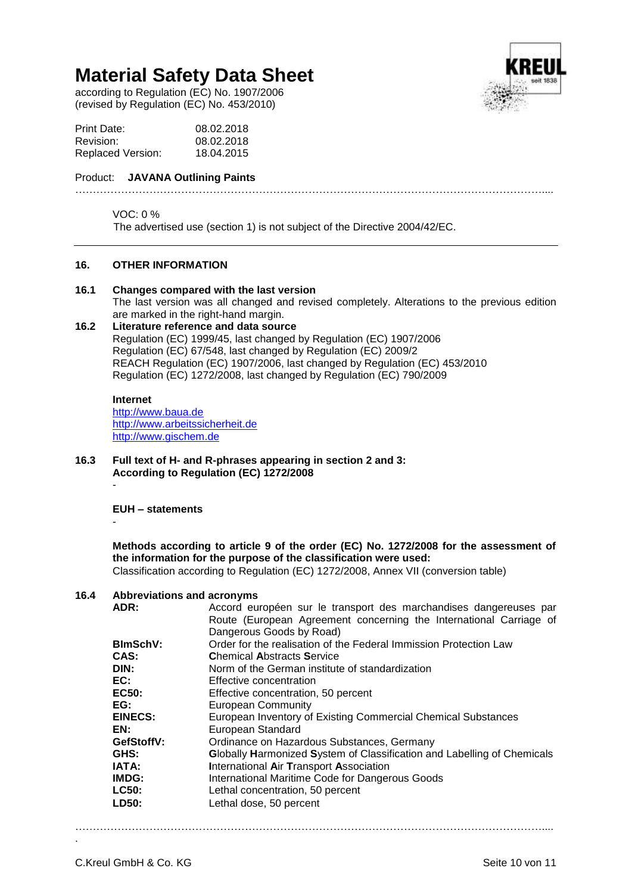VOC: 0 %

The advertised use (section 1) is not subject of the Directive 2004/42/EC.

## 16. OTHER INFORMATION

### 16.1 Changes compared with the last version

The last version was all changed and revised completely. Alterations to the previous edition are marked in the right-hand margin.

### 16.2 Literature reference and data source

Regulation (EC) 1999/45, last changed by Regulation (EC) 1907/2006
Regulation (EC) 67/548, last changed by Regulation (EC) 2009/2
REACH Regulation (EC) 1907/2006, last changed by Regulation (EC) 453/2010
Regulation (EC) 1272/2008, last changed by Regulation (EC) 790/2009

**Internet**

http://www.baua.de
http://www.arbeitssicherheit.de
http://www.gischem.de

### 16.3 Full text of H- and R-phrases appearing in section 2 and 3: According to Regulation (EC) 1272/2008

-

**EUH – statements**

-

**Methods according to article 9 of the order (EC) No. 1272/2008 for the assessment of the information for the purpose of the classification were used:**
Classification according to Regulation (EC) 1272/2008, Annex VII (conversion table)

### 16.4 Abbreviations and acronyms

| | |
|---|---|
| **ADR:** | Accord européen sur le transport des marchandises dangereuses par Route (European Agreement concerning the International Carriage of Dangerous Goods by Road) |
| **BImSchV:** | Order for the realisation of the Federal Immission Protection Law |
| **CAS:** | **C**hemical **A**bstracts **S**ervice |
| **DIN:** | Norm of the German institute of standardization |
| **EC:** | Effective concentration |
| **EC50:** | Effective concentration, 50 percent |
| **EG:** | European Community |
| **EINECS:** | European Inventory of Existing Commercial Chemical Substances |
| **EN:** | European Standard |
| **GefStoffV:** | Ordinance on Hazardous Substances, Germany |
| **GHS:** | **G**lobally **H**armonized **S**ystem of Classification and Labelling of Chemicals |
| **IATA:** | **I**nternational **A**ir **T**ransport **A**ssociation |
| **IMDG:** | International Maritime Code for Dangerous Goods |
| **LC50:** | Lethal concentration, 50 percent |
| **LD50:** | Lethal dose, 50 percent |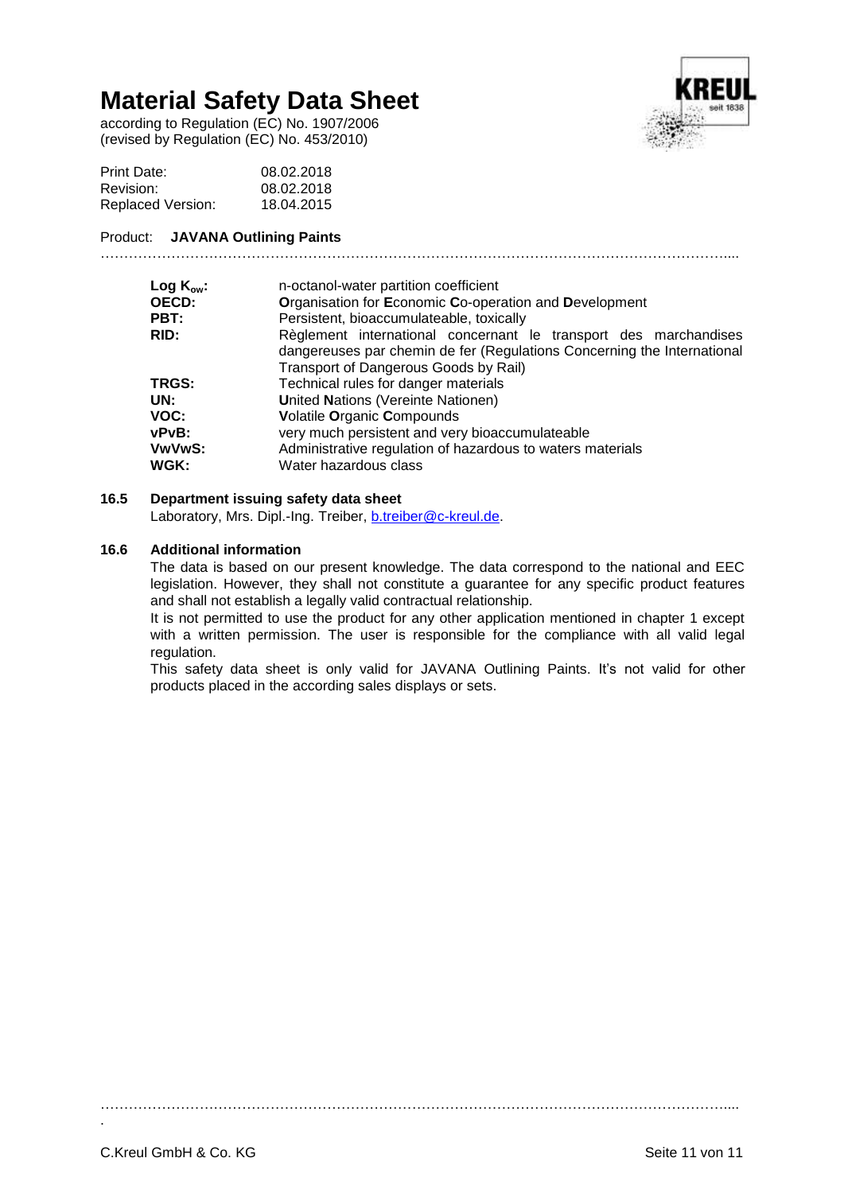| | |
|---|---|
| **Log $K_{ow}$:** | n-octanol-water partition coefficient |
| **OECD:** | **O**rganisation for **E**conomic **C**o-operation and **D**evelopment |
| **PBT:** | Persistent, bioaccumulateable, toxically |
| **RID:** | Règlement international concernant le transport des marchandises dangereuses par chemin de fer (Regulations Concerning the International Transport of Dangerous Goods by Rail) |
| **TRGS:** | Technical rules for danger materials |
| **UN:** | **U**nited **N**ations (Vereinte Nationen) |
| **VOC:** | **V**olatile **O**rganic **C**ompounds |
| **vPvB:** | very much persistent and very bioaccumulateable |
| **VwVwS:** | Administrative regulation of hazardous to waters materials |
| **WGK:** | Water hazardous class |

### 16.5 Department issuing safety data sheet

Laboratory, Mrs. Dipl.-Ing. Treiber, b.treiber@c-kreul.de.

### 16.6 Additional information

The data is based on our present knowledge. The data correspond to the national and EEC legislation. However, they shall not constitute a guarantee for any specific product features and shall not establish a legally valid contractual relationship.

It is not permitted to use the product for any other application mentioned in chapter 1 except with a written permission. The user is responsible for the compliance with all valid legal regulation.

This safety data sheet is only valid for JAVANA Outlining Paints. It's not valid for other products placed in the according sales displays or sets.